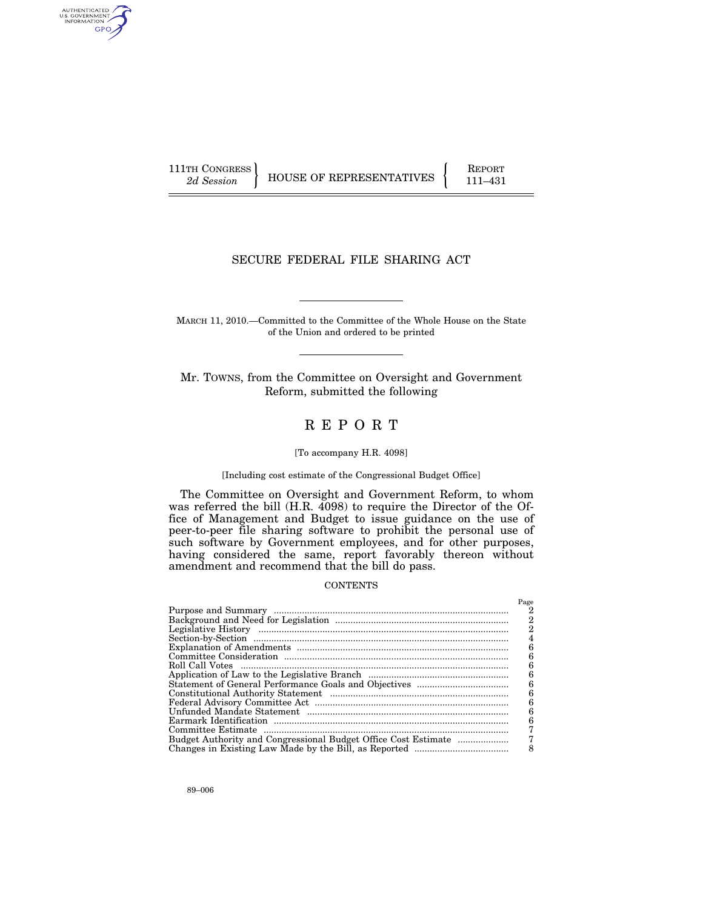111TH CONGRESS
2d Session

HOUSE OF REPRESENTATIVES

REPORT
111–431

# SECURE FEDERAL FILE SHARING ACT

MARCH 11, 2010.—Committed to the Committee of the Whole House on the State of the Union and ordered to be printed

Mr. TOWNS, from the Committee on Oversight and Government Reform, submitted the following

# R E P O R T

[To accompany H.R. 4098]

[Including cost estimate of the Congressional Budget Office]

The Committee on Oversight and Government Reform, to whom was referred the bill (H.R. 4098) to require the Director of the Office of Management and Budget to issue guidance on the use of peer-to-peer file sharing software to prohibit the personal use of such software by Government employees, and for other purposes, having considered the same, report favorably thereon without amendment and recommend that the bill do pass.

CONTENTS

| | Page |
|---|---|
| Purpose and Summary | 2 |
| Background and Need for Legislation | 2 |
| Legislative History | 2 |
| Section-by-Section | 4 |
| Explanation of Amendments | 6 |
| Committee Consideration | 6 |
| Roll Call Votes | 6 |
| Application of Law to the Legislative Branch | 6 |
| Statement of General Performance Goals and Objectives | 6 |
| Constitutional Authority Statement | 6 |
| Federal Advisory Committee Act | 6 |
| Unfunded Mandate Statement | 6 |
| Earmark Identification | 6 |
| Committee Estimate | 7 |
| Budget Authority and Congressional Budget Office Cost Estimate | 7 |
| Changes in Existing Law Made by the Bill, as Reported | 8 |

89–006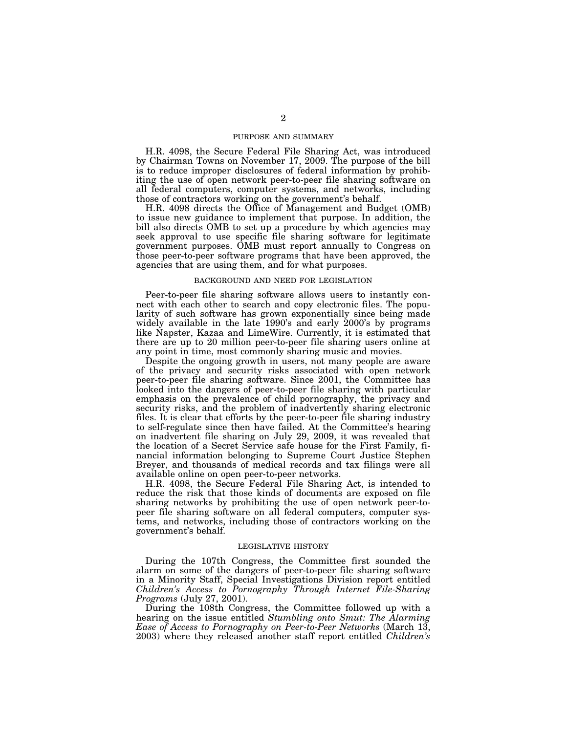## PURPOSE AND SUMMARY

H.R. 4098, the Secure Federal File Sharing Act, was introduced by Chairman Towns on November 17, 2009. The purpose of the bill is to reduce improper disclosures of federal information by prohibiting the use of open network peer-to-peer file sharing software on all federal computers, computer systems, and networks, including those of contractors working on the government's behalf.

H.R. 4098 directs the Office of Management and Budget (OMB) to issue new guidance to implement that purpose. In addition, the bill also directs OMB to set up a procedure by which agencies may seek approval to use specific file sharing software for legitimate government purposes. OMB must report annually to Congress on those peer-to-peer software programs that have been approved, the agencies that are using them, and for what purposes.

## BACKGROUND AND NEED FOR LEGISLATION

Peer-to-peer file sharing software allows users to instantly connect with each other to search and copy electronic files. The popularity of such software has grown exponentially since being made widely available in the late 1990's and early 2000's by programs like Napster, Kazaa and LimeWire. Currently, it is estimated that there are up to 20 million peer-to-peer file sharing users online at any point in time, most commonly sharing music and movies.

Despite the ongoing growth in users, not many people are aware of the privacy and security risks associated with open network peer-to-peer file sharing software. Since 2001, the Committee has looked into the dangers of peer-to-peer file sharing with particular emphasis on the prevalence of child pornography, the privacy and security risks, and the problem of inadvertently sharing electronic files. It is clear that efforts by the peer-to-peer file sharing industry to self-regulate since then have failed. At the Committee's hearing on inadvertent file sharing on July 29, 2009, it was revealed that the location of a Secret Service safe house for the First Family, financial information belonging to Supreme Court Justice Stephen Breyer, and thousands of medical records and tax filings were all available online on open peer-to-peer networks.

H.R. 4098, the Secure Federal File Sharing Act, is intended to reduce the risk that those kinds of documents are exposed on file sharing networks by prohibiting the use of open network peer-to-peer file sharing software on all federal computers, computer systems, and networks, including those of contractors working on the government's behalf.

## LEGISLATIVE HISTORY

During the 107th Congress, the Committee first sounded the alarm on some of the dangers of peer-to-peer file sharing software in a Minority Staff, Special Investigations Division report entitled *Children's Access to Pornography Through Internet File-Sharing Programs* (July 27, 2001).

During the 108th Congress, the Committee followed up with a hearing on the issue entitled *Stumbling onto Smut: The Alarming Ease of Access to Pornography on Peer-to-Peer Networks* (March 13, 2003) where they released another staff report entitled *Children's*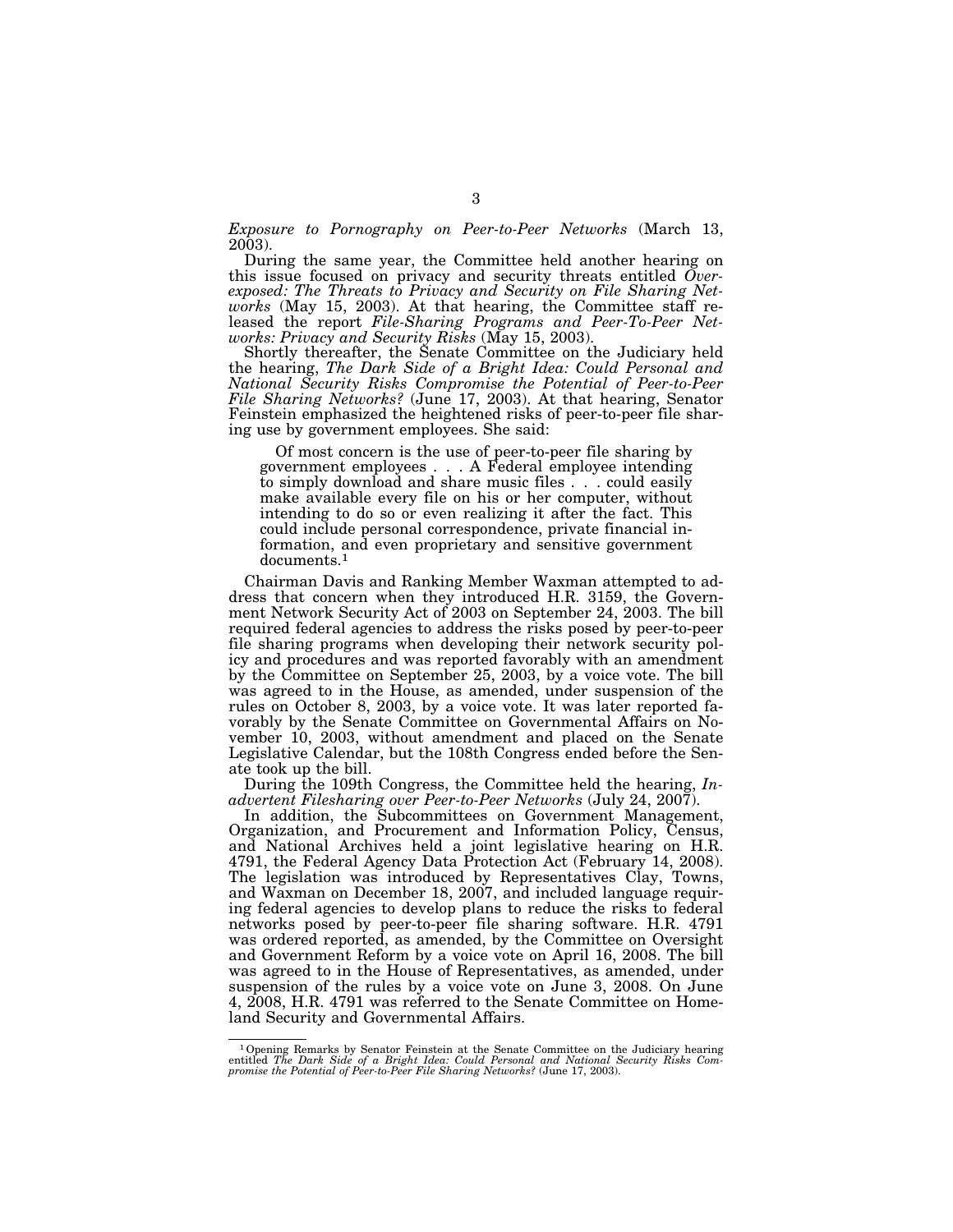*Exposure to Pornography on Peer-to-Peer Networks* (March 13, 2003).

During the same year, the Committee held another hearing on this issue focused on privacy and security threats entitled *Overexposed: The Threats to Privacy and Security on File Sharing Networks* (May 15, 2003). At that hearing, the Committee staff released the report *File-Sharing Programs and Peer-To-Peer Networks: Privacy and Security Risks* (May 15, 2003).

Shortly thereafter, the Senate Committee on the Judiciary held the hearing, *The Dark Side of a Bright Idea: Could Personal and National Security Risks Compromise the Potential of Peer-to-Peer File Sharing Networks?* (June 17, 2003). At that hearing, Senator Feinstein emphasized the heightened risks of peer-to-peer file sharing use by government employees. She said:

> Of most concern is the use of peer-to-peer file sharing by government employees . . . A Federal employee intending to simply download and share music files . . . could easily make available every file on his or her computer, without intending to do so or even realizing it after the fact. This could include personal correspondence, private financial information, and even proprietary and sensitive government documents.[1]

Chairman Davis and Ranking Member Waxman attempted to address that concern when they introduced H.R. 3159, the Government Network Security Act of 2003 on September 24, 2003. The bill required federal agencies to address the risks posed by peer-to-peer file sharing programs when developing their network security policy and procedures and was reported favorably with an amendment by the Committee on September 25, 2003, by a voice vote. The bill was agreed to in the House, as amended, under suspension of the rules on October 8, 2003, by a voice vote. It was later reported favorably by the Senate Committee on Governmental Affairs on November 10, 2003, without amendment and placed on the Senate Legislative Calendar, but the 108th Congress ended before the Senate took up the bill.

During the 109th Congress, the Committee held the hearing, *Inadvertent Filesharing over Peer-to-Peer Networks* (July 24, 2007).

In addition, the Subcommittees on Government Management, Organization, and Procurement and Information Policy, Census, and National Archives held a joint legislative hearing on H.R. 4791, the Federal Agency Data Protection Act (February 14, 2008). The legislation was introduced by Representatives Clay, Towns, and Waxman on December 18, 2007, and included language requiring federal agencies to develop plans to reduce the risks to federal networks posed by peer-to-peer file sharing software. H.R. 4791 was ordered reported, as amended, by the Committee on Oversight and Government Reform by a voice vote on April 16, 2008. The bill was agreed to in the House of Representatives, as amended, under suspension of the rules by a voice vote on June 3, 2008. On June 4, 2008, H.R. 4791 was referred to the Senate Committee on Homeland Security and Governmental Affairs.

---

[1] Opening Remarks by Senator Feinstein at the Senate Committee on the Judiciary hearing entitled *The Dark Side of a Bright Idea: Could Personal and National Security Risks Compromise the Potential of Peer-to-Peer File Sharing Networks?* (June 17, 2003).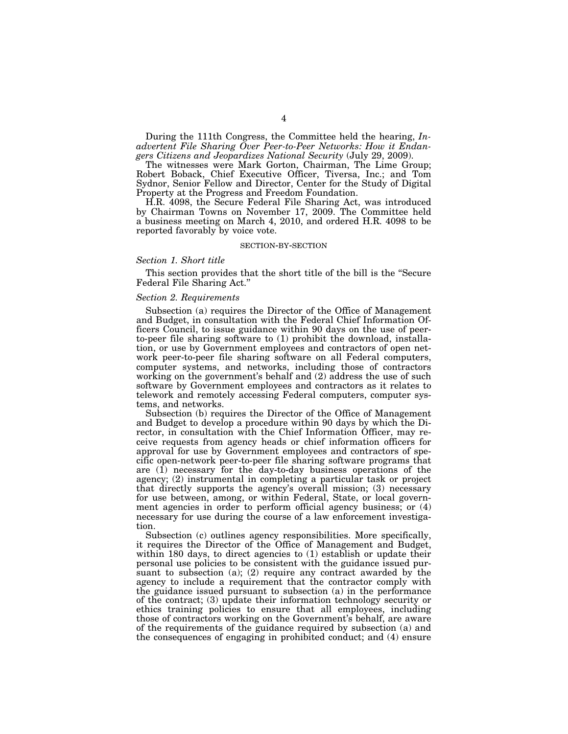During the 111th Congress, the Committee held the hearing, *Inadvertent File Sharing Over Peer-to-Peer Networks: How it Endangers Citizens and Jeopardizes National Security* (July 29, 2009).

The witnesses were Mark Gorton, Chairman, The Lime Group; Robert Boback, Chief Executive Officer, Tiversa, Inc.; and Tom Sydnor, Senior Fellow and Director, Center for the Study of Digital Property at the Progress and Freedom Foundation.

H.R. 4098, the Secure Federal File Sharing Act, was introduced by Chairman Towns on November 17, 2009. The Committee held a business meeting on March 4, 2010, and ordered H.R. 4098 to be reported favorably by voice vote.

## SECTION-BY-SECTION

### *Section 1. Short title*

This section provides that the short title of the bill is the "Secure Federal File Sharing Act."

### *Section 2. Requirements*

Subsection (a) requires the Director of the Office of Management and Budget, in consultation with the Federal Chief Information Officers Council, to issue guidance within 90 days on the use of peer-to-peer file sharing software to (1) prohibit the download, installation, or use by Government employees and contractors of open network peer-to-peer file sharing software on all Federal computers, computer systems, and networks, including those of contractors working on the government's behalf and (2) address the use of such software by Government employees and contractors as it relates to telework and remotely accessing Federal computers, computer systems, and networks.

Subsection (b) requires the Director of the Office of Management and Budget to develop a procedure within 90 days by which the Director, in consultation with the Chief Information Officer, may receive requests from agency heads or chief information officers for approval for use by Government employees and contractors of specific open-network peer-to-peer file sharing software programs that are (1) necessary for the day-to-day business operations of the agency; (2) instrumental in completing a particular task or project that directly supports the agency's overall mission; (3) necessary for use between, among, or within Federal, State, or local government agencies in order to perform official agency business; or (4) necessary for use during the course of a law enforcement investigation.

Subsection (c) outlines agency responsibilities. More specifically, it requires the Director of the Office of Management and Budget, within 180 days, to direct agencies to (1) establish or update their personal use policies to be consistent with the guidance issued pursuant to subsection (a); (2) require any contract awarded by the agency to include a requirement that the contractor comply with the guidance issued pursuant to subsection (a) in the performance of the contract; (3) update their information technology security or ethics training policies to ensure that all employees, including those of contractors working on the Government's behalf, are aware of the requirements of the guidance required by subsection (a) and the consequences of engaging in prohibited conduct; and (4) ensure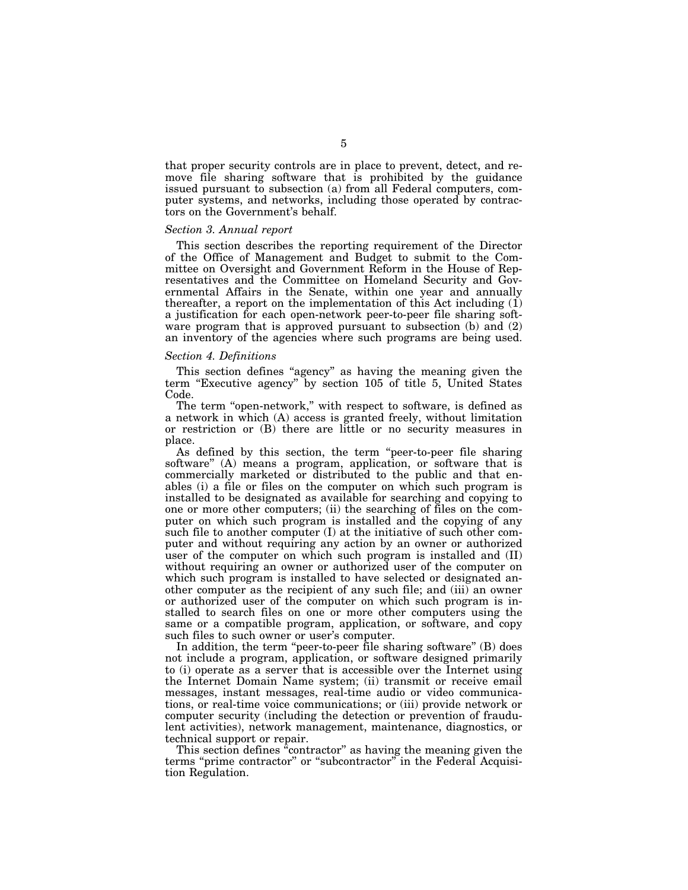that proper security controls are in place to prevent, detect, and remove file sharing software that is prohibited by the guidance issued pursuant to subsection (a) from all Federal computers, computer systems, and networks, including those operated by contractors on the Government's behalf.

*Section 3. Annual report*

This section describes the reporting requirement of the Director of the Office of Management and Budget to submit to the Committee on Oversight and Government Reform in the House of Representatives and the Committee on Homeland Security and Governmental Affairs in the Senate, within one year and annually thereafter, a report on the implementation of this Act including (1) a justification for each open-network peer-to-peer file sharing software program that is approved pursuant to subsection (b) and (2) an inventory of the agencies where such programs are being used.

*Section 4. Definitions*

This section defines "agency" as having the meaning given the term "Executive agency" by section 105 of title 5, United States Code.

The term "open-network," with respect to software, is defined as a network in which (A) access is granted freely, without limitation or restriction or (B) there are little or no security measures in place.

As defined by this section, the term "peer-to-peer file sharing software" (A) means a program, application, or software that is commercially marketed or distributed to the public and that enables (i) a file or files on the computer on which such program is installed to be designated as available for searching and copying to one or more other computers; (ii) the searching of files on the computer on which such program is installed and the copying of any such file to another computer (I) at the initiative of such other computer and without requiring any action by an owner or authorized user of the computer on which such program is installed and (II) without requiring an owner or authorized user of the computer on which such program is installed to have selected or designated another computer as the recipient of any such file; and (iii) an owner or authorized user of the computer on which such program is installed to search files on one or more other computers using the same or a compatible program, application, or software, and copy such files to such owner or user's computer.

In addition, the term "peer-to-peer file sharing software" (B) does not include a program, application, or software designed primarily to (i) operate as a server that is accessible over the Internet using the Internet Domain Name system; (ii) transmit or receive email messages, instant messages, real-time audio or video communications, or real-time voice communications; or (iii) provide network or computer security (including the detection or prevention of fraudulent activities), network management, maintenance, diagnostics, or technical support or repair.

This section defines "contractor" as having the meaning given the terms "prime contractor" or "subcontractor" in the Federal Acquisition Regulation.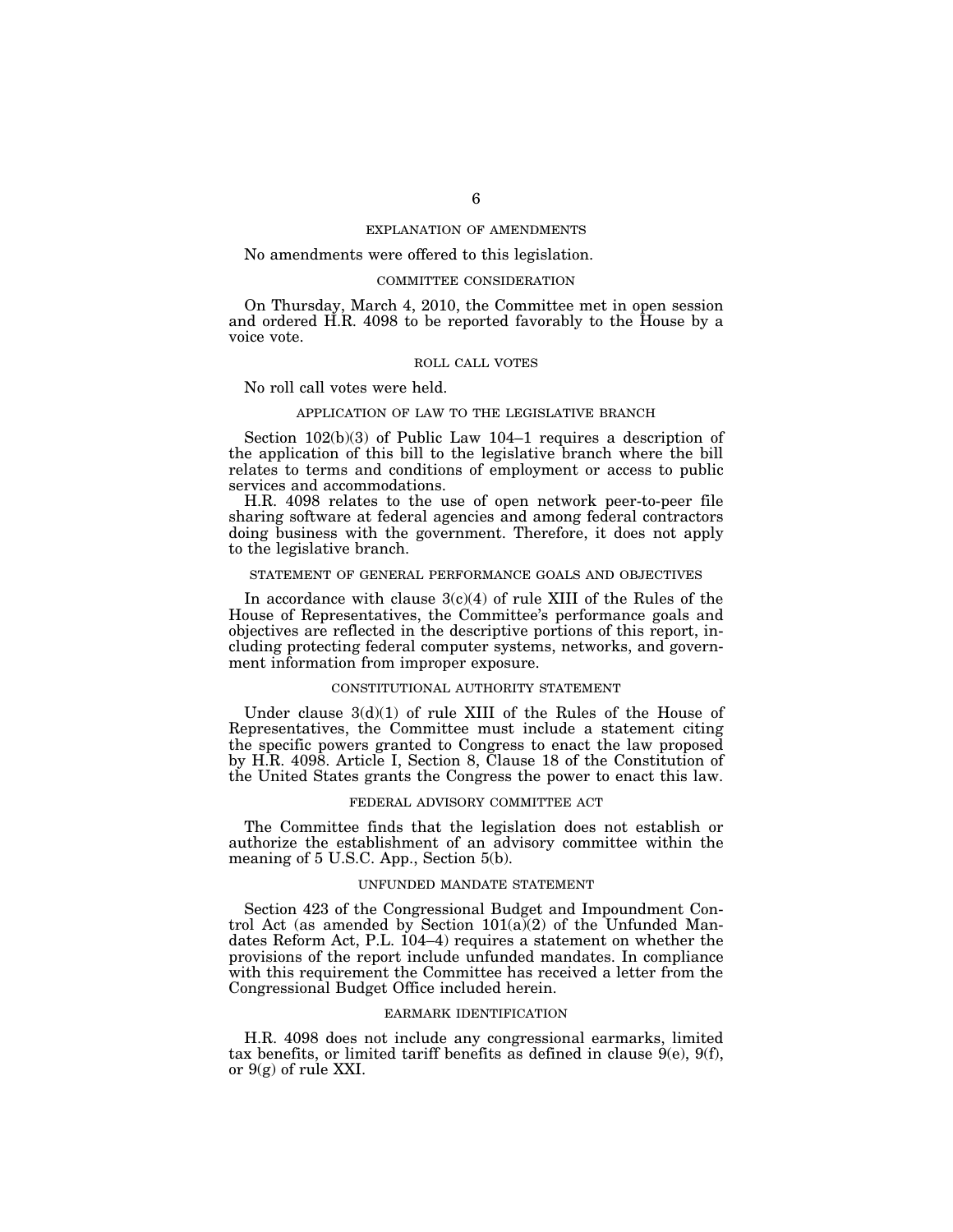## EXPLANATION OF AMENDMENTS

No amendments were offered to this legislation.

## COMMITTEE CONSIDERATION

On Thursday, March 4, 2010, the Committee met in open session and ordered H.R. 4098 to be reported favorably to the House by a voice vote.

## ROLL CALL VOTES

No roll call votes were held.

## APPLICATION OF LAW TO THE LEGISLATIVE BRANCH

Section 102(b)(3) of Public Law 104–1 requires a description of the application of this bill to the legislative branch where the bill relates to terms and conditions of employment or access to public services and accommodations.

H.R. 4098 relates to the use of open network peer-to-peer file sharing software at federal agencies and among federal contractors doing business with the government. Therefore, it does not apply to the legislative branch.

## STATEMENT OF GENERAL PERFORMANCE GOALS AND OBJECTIVES

In accordance with clause 3(c)(4) of rule XIII of the Rules of the House of Representatives, the Committee's performance goals and objectives are reflected in the descriptive portions of this report, including protecting federal computer systems, networks, and government information from improper exposure.

## CONSTITUTIONAL AUTHORITY STATEMENT

Under clause 3(d)(1) of rule XIII of the Rules of the House of Representatives, the Committee must include a statement citing the specific powers granted to Congress to enact the law proposed by H.R. 4098. Article I, Section 8, Clause 18 of the Constitution of the United States grants the Congress the power to enact this law.

## FEDERAL ADVISORY COMMITTEE ACT

The Committee finds that the legislation does not establish or authorize the establishment of an advisory committee within the meaning of 5 U.S.C. App., Section 5(b).

## UNFUNDED MANDATE STATEMENT

Section 423 of the Congressional Budget and Impoundment Control Act (as amended by Section 101(a)(2) of the Unfunded Mandates Reform Act, P.L. 104–4) requires a statement on whether the provisions of the report include unfunded mandates. In compliance with this requirement the Committee has received a letter from the Congressional Budget Office included herein.

## EARMARK IDENTIFICATION

H.R. 4098 does not include any congressional earmarks, limited tax benefits, or limited tariff benefits as defined in clause 9(e), 9(f), or 9(g) of rule XXI.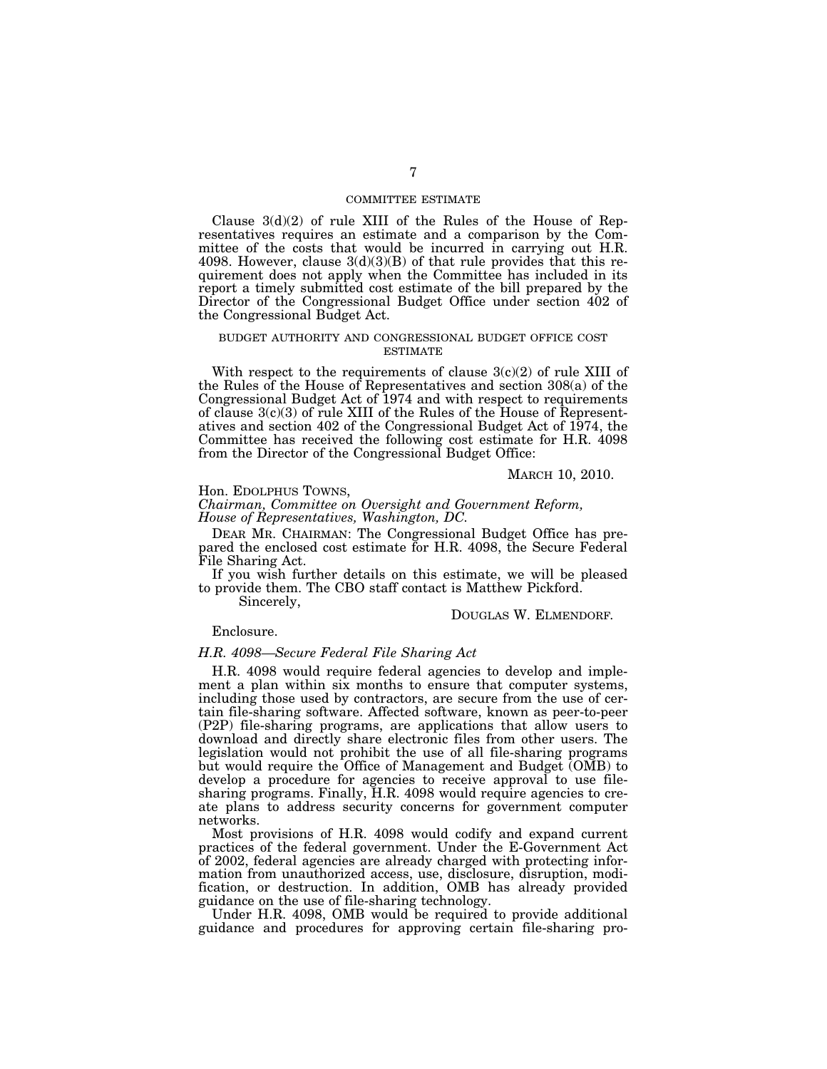## COMMITTEE ESTIMATE

Clause 3(d)(2) of rule XIII of the Rules of the House of Representatives requires an estimate and a comparison by the Committee of the costs that would be incurred in carrying out H.R. 4098. However, clause 3(d)(3)(B) of that rule provides that this requirement does not apply when the Committee has included in its report a timely submitted cost estimate of the bill prepared by the Director of the Congressional Budget Office under section 402 of the Congressional Budget Act.

## BUDGET AUTHORITY AND CONGRESSIONAL BUDGET OFFICE COST ESTIMATE

With respect to the requirements of clause 3(c)(2) of rule XIII of the Rules of the House of Representatives and section 308(a) of the Congressional Budget Act of 1974 and with respect to requirements of clause 3(c)(3) of rule XIII of the Rules of the House of Representatives and section 402 of the Congressional Budget Act of 1974, the Committee has received the following cost estimate for H.R. 4098 from the Director of the Congressional Budget Office:

MARCH 10, 2010.

Hon. EDOLPHUS TOWNS,
*Chairman, Committee on Oversight and Government Reform, House of Representatives, Washington, DC.*

DEAR MR. CHAIRMAN: The Congressional Budget Office has prepared the enclosed cost estimate for H.R. 4098, the Secure Federal File Sharing Act.

If you wish further details on this estimate, we will be pleased to provide them. The CBO staff contact is Matthew Pickford.

Sincerely,

DOUGLAS W. ELMENDORF.

Enclosure.

*H.R. 4098—Secure Federal File Sharing Act*

H.R. 4098 would require federal agencies to develop and implement a plan within six months to ensure that computer systems, including those used by contractors, are secure from the use of certain file-sharing software. Affected software, known as peer-to-peer (P2P) file-sharing programs, are applications that allow users to download and directly share electronic files from other users. The legislation would not prohibit the use of all file-sharing programs but would require the Office of Management and Budget (OMB) to develop a procedure for agencies to receive approval to use file-sharing programs. Finally, H.R. 4098 would require agencies to create plans to address security concerns for government computer networks.

Most provisions of H.R. 4098 would codify and expand current practices of the federal government. Under the E-Government Act of 2002, federal agencies are already charged with protecting information from unauthorized access, use, disclosure, disruption, modification, or destruction. In addition, OMB has already provided guidance on the use of file-sharing technology.

Under H.R. 4098, OMB would be required to provide additional guidance and procedures for approving certain file-sharing pro-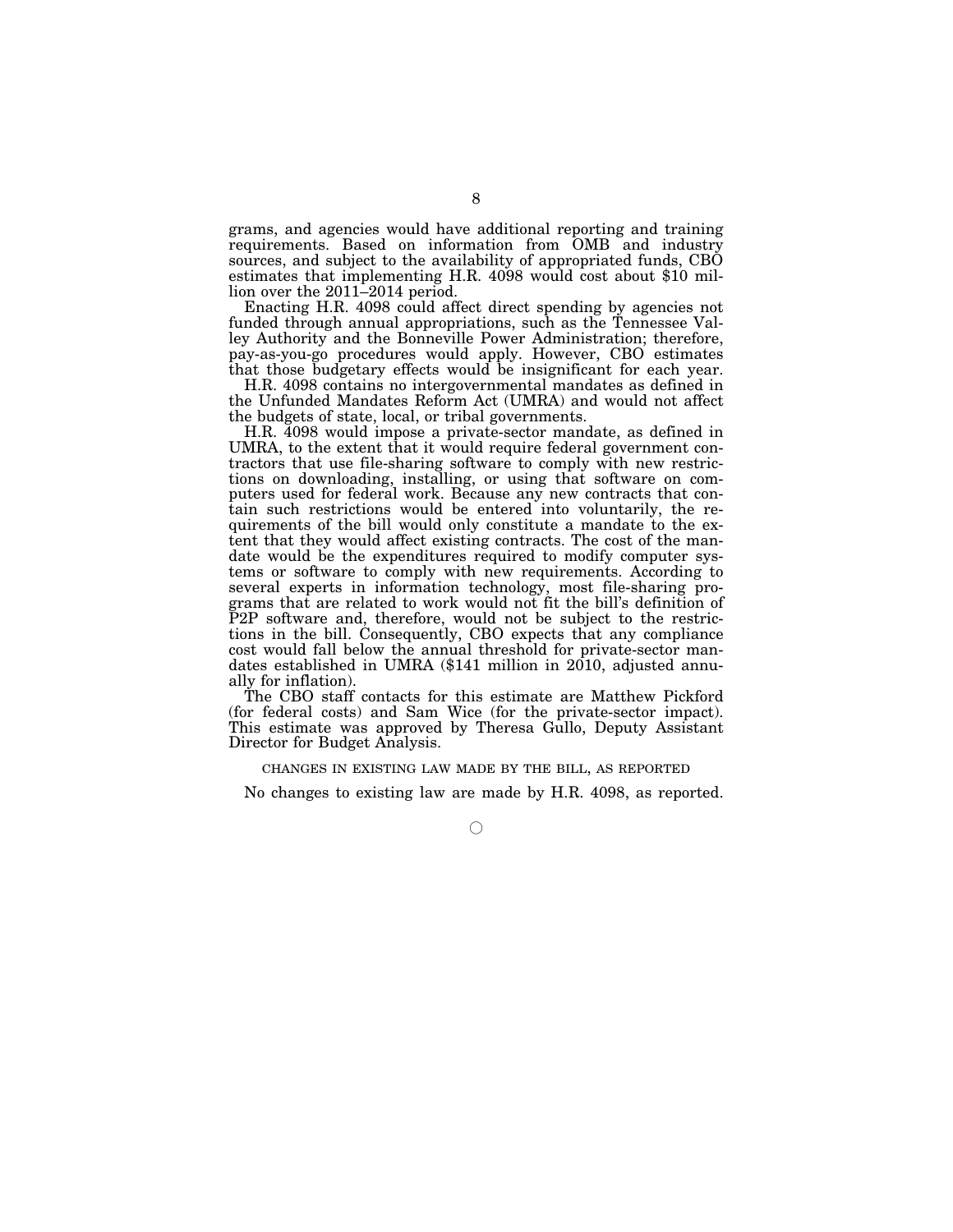grams, and agencies would have additional reporting and training requirements. Based on information from OMB and industry sources, and subject to the availability of appropriated funds, CBO estimates that implementing H.R. 4098 would cost about $10 million over the 2011–2014 period.

Enacting H.R. 4098 could affect direct spending by agencies not funded through annual appropriations, such as the Tennessee Valley Authority and the Bonneville Power Administration; therefore, pay-as-you-go procedures would apply. However, CBO estimates that those budgetary effects would be insignificant for each year.

H.R. 4098 contains no intergovernmental mandates as defined in the Unfunded Mandates Reform Act (UMRA) and would not affect the budgets of state, local, or tribal governments.

H.R. 4098 would impose a private-sector mandate, as defined in UMRA, to the extent that it would require federal government contractors that use file-sharing software to comply with new restrictions on downloading, installing, or using that software on computers used for federal work. Because any new contracts that contain such restrictions would be entered into voluntarily, the requirements of the bill would only constitute a mandate to the extent that they would affect existing contracts. The cost of the mandate would be the expenditures required to modify computer systems or software to comply with new requirements. According to several experts in information technology, most file-sharing programs that are related to work would not fit the bill's definition of P2P software and, therefore, would not be subject to the restrictions in the bill. Consequently, CBO expects that any compliance cost would fall below the annual threshold for private-sector mandates established in UMRA ($141 million in 2010, adjusted annually for inflation).

The CBO staff contacts for this estimate are Matthew Pickford (for federal costs) and Sam Wice (for the private-sector impact). This estimate was approved by Theresa Gullo, Deputy Assistant Director for Budget Analysis.

## CHANGES IN EXISTING LAW MADE BY THE BILL, AS REPORTED

No changes to existing law are made by H.R. 4098, as reported.